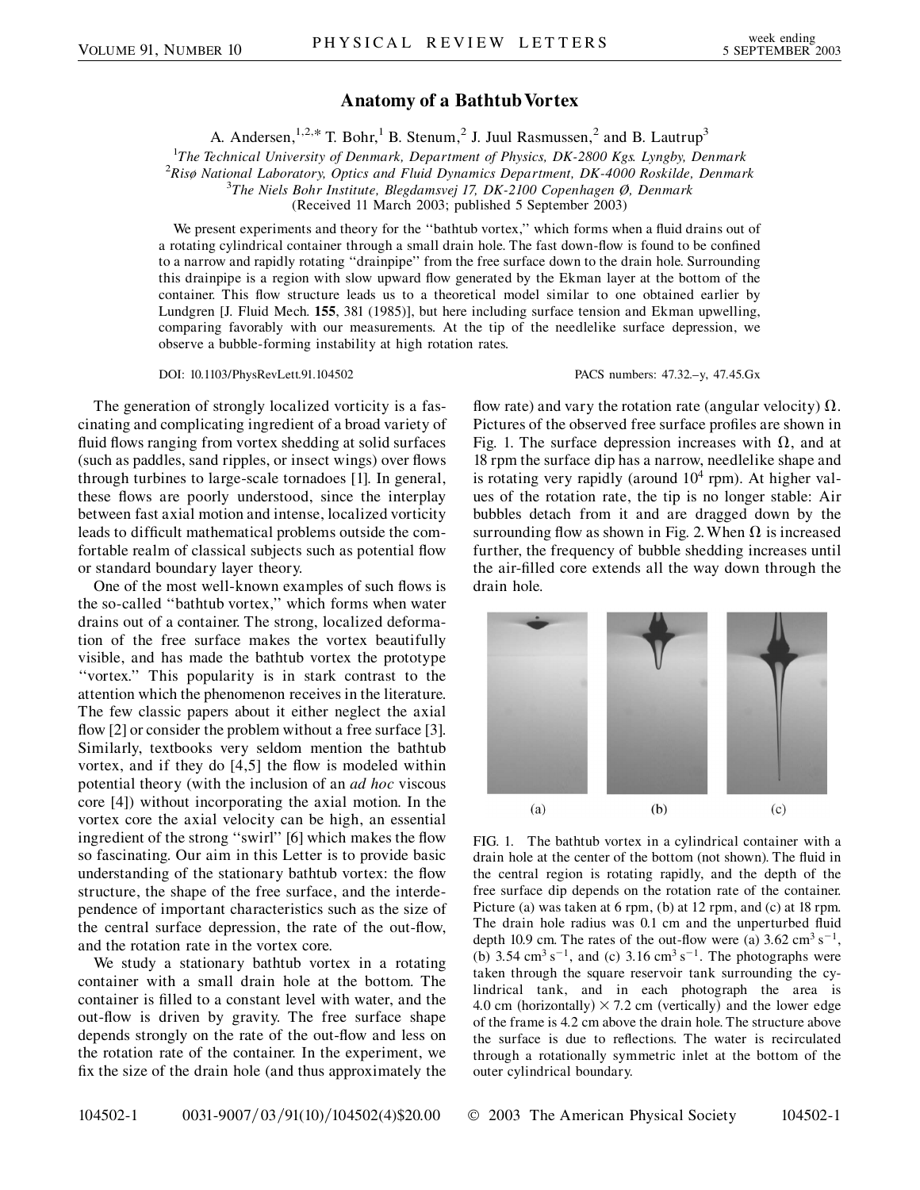# Anatomy of a Bathtub Vortex

A. Andersen,[1,2,*] T. Bohr,[1] B. Stenum,[2] J. Juul Rasmussen,[2] and B. Lautrup[3]

[1]*The Technical University of Denmark, Department of Physics, DK-2800 Kgs. Lyngby, Denmark*
[2]*Risø National Laboratory, Optics and Fluid Dynamics Department, DK-4000 Roskilde, Denmark*
[3]*The Niels Bohr Institute, Blegdamsvej 17, DK-2100 Copenhagen Ø, Denmark*
(Received 11 March 2003; published 5 September 2003)

We present experiments and theory for the "bathtub vortex," which forms when a fluid drains out of a rotating cylindrical container through a small drain hole. The fast down-flow is found to be confined to a narrow and rapidly rotating "drainpipe" from the free surface down to the drain hole. Surrounding this drainpipe is a region with slow upward flow generated by the Ekman layer at the bottom of the container. This flow structure leads us to a theoretical model similar to one obtained earlier by Lundgren [J. Fluid Mech. **155**, 381 (1985)], but here including surface tension and Ekman upwelling, comparing favorably with our measurements. At the tip of the needlelike surface depression, we observe a bubble-forming instability at high rotation rates.

DOI: 10.1103/PhysRevLett.91.104502    PACS numbers: 47.32.–y, 47.45.Gx

The generation of strongly localized vorticity is a fascinating and complicating ingredient of a broad variety of fluid flows ranging from vortex shedding at solid surfaces (such as paddles, sand ripples, or insect wings) over flows through turbines to large-scale tornadoes [1]. In general, these flows are poorly understood, since the interplay between fast axial motion and intense, localized vorticity leads to difficult mathematical problems outside the comfortable realm of classical subjects such as potential flow or standard boundary layer theory.

One of the most well-known examples of such flows is the so-called "bathtub vortex," which forms when water drains out of a container. The strong, localized deformation of the free surface makes the vortex beautifully visible, and has made the bathtub vortex the prototype "vortex." This popularity is in stark contrast to the attention which the phenomenon receives in the literature. The few classic papers about it either neglect the axial flow [2] or consider the problem without a free surface [3]. Similarly, textbooks very seldom mention the bathtub vortex, and if they do [4,5] the flow is modeled within potential theory (with the inclusion of an *ad hoc* viscous core [4]) without incorporating the axial motion. In the vortex core the axial velocity can be high, an essential ingredient of the strong "swirl" [6] which makes the flow so fascinating. Our aim in this Letter is to provide basic understanding of the stationary bathtub vortex: the flow structure, the shape of the free surface, and the interdependence of important characteristics such as the size of the central surface depression, the rate of the out-flow, and the rotation rate in the vortex core.

We study a stationary bathtub vortex in a rotating container with a small drain hole at the bottom. The container is filled to a constant level with water, and the out-flow is driven by gravity. The free surface shape depends strongly on the rate of the out-flow and less on the rotation rate of the container. In the experiment, we fix the size of the drain hole (and thus approximately the flow rate) and vary the rotation rate (angular velocity) $\Omega$. Pictures of the observed free surface profiles are shown in Fig. 1. The surface depression increases with $\Omega$, and at 18 rpm the surface dip has a narrow, needlelike shape and is rotating very rapidly (around $10^4$ rpm). At higher values of the rotation rate, the tip is no longer stable: Air bubbles detach from it and are dragged down by the surrounding flow as shown in Fig. 2. When $\Omega$ is increased further, the frequency of bubble shedding increases until the air-filled core extends all the way down through the drain hole.

(a) (b) (c)

FIG. 1. The bathtub vortex in a cylindrical container with a drain hole at the center of the bottom (not shown). The fluid in the central region is rotating rapidly, and the depth of the free surface dip depends on the rotation rate of the container. Picture (a) was taken at 6 rpm, (b) at 12 rpm, and (c) at 18 rpm. The drain hole radius was 0.1 cm and the unperturbed fluid depth 10.9 cm. The rates of the out-flow were (a) 3.62 cm$^3$ s$^{-1}$, (b) 3.54 cm$^3$ s$^{-1}$, and (c) 3.16 cm$^3$ s$^{-1}$. The photographs were taken through the square reservoir tank surrounding the cylindrical tank, and in each photograph the area is 4.0 cm (horizontally) $\times$ 7.2 cm (vertically) and the lower edge of the frame is 4.2 cm above the drain hole. The structure above the surface is due to reflections. The water is recirculated through a rotationally symmetric inlet at the bottom of the outer cylindrical boundary.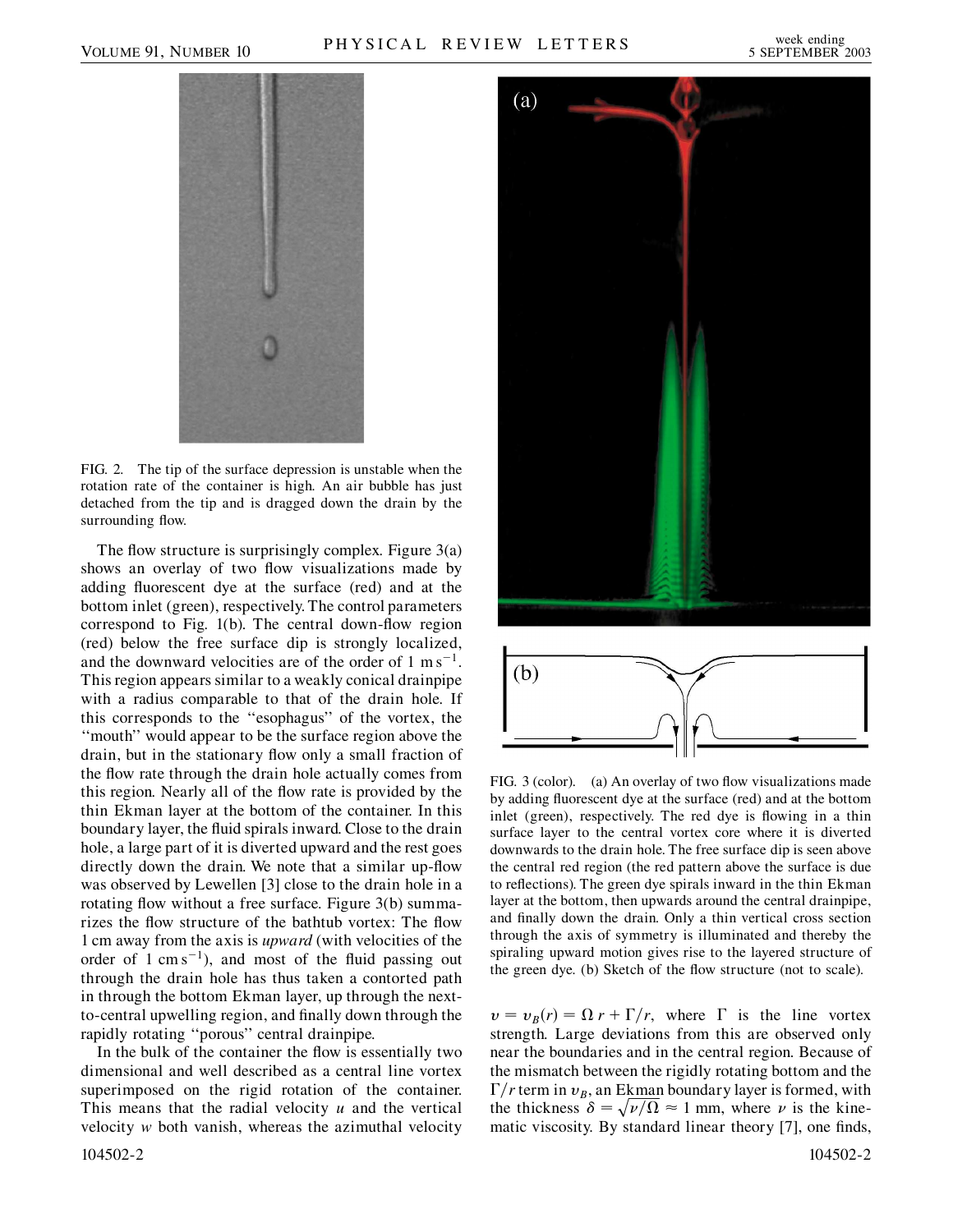FIG. 2. The tip of the surface depression is unstable when the rotation rate of the container is high. An air bubble has just detached from the tip and is dragged down the drain by the surrounding flow.

The flow structure is surprisingly complex. Figure 3(a) shows an overlay of two flow visualizations made by adding fluorescent dye at the surface (red) and at the bottom inlet (green), respectively. The control parameters correspond to Fig. 1(b). The central down-flow region (red) below the free surface dip is strongly localized, and the downward velocities are of the order of 1 $\mathrm{m\,s^{-1}}$. This region appears similar to a weakly conical drainpipe with a radius comparable to that of the drain hole. If this corresponds to the "esophagus" of the vortex, the "mouth" would appear to be the surface region above the drain, but in the stationary flow only a small fraction of the flow rate through the drain hole actually comes from this region. Nearly all of the flow rate is provided by the thin Ekman layer at the bottom of the container. In this boundary layer, the fluid spirals inward. Close to the drain hole, a large part of it is diverted upward and the rest goes directly down the drain. We note that a similar up-flow was observed by Lewellen [3] close to the drain hole in a rotating flow without a free surface. Figure 3(b) summarizes the flow structure of the bathtub vortex: The flow 1 cm away from the axis is *upward* (with velocities of the order of 1 $\mathrm{cm\,s^{-1}}$), and most of the fluid passing out through the drain hole has thus taken a contorted path in through the bottom Ekman layer, up through the next-to-central upwelling region, and finally down through the rapidly rotating "porous" central drainpipe.

In the bulk of the container the flow is essentially two dimensional and well described as a central line vortex superimposed on the rigid rotation of the container. This means that the radial velocity $u$ and the vertical velocity $w$ both vanish, whereas the azimuthal velocity $v = v_B(r) = \Omega\, r + \Gamma/r$, where $\Gamma$ is the line vortex strength. Large deviations from this are observed only near the boundaries and in the central region. Because of the mismatch between the rigidly rotating bottom and the $\Gamma/r$ term in $v_B$, an Ekman boundary layer is formed, with the thickness $\delta = \sqrt{\nu/\Omega} \approx 1$ mm, where $\nu$ is the kinematic viscosity. By standard linear theory [7], one finds,

FIG. 3 (color). (a) An overlay of two flow visualizations made by adding fluorescent dye at the surface (red) and at the bottom inlet (green), respectively. The red dye is flowing in a thin surface layer to the central vortex core where it is diverted downwards to the drain hole. The free surface dip is seen above the central red region (the red pattern above the surface is due to reflections). The green dye spirals inward in the thin Ekman layer at the bottom, then upwards around the central drainpipe, and finally down the drain. Only a thin vertical cross section through the axis of symmetry is illuminated and thereby the spiraling upward motion gives rise to the layered structure of the green dye. (b) Sketch of the flow structure (not to scale).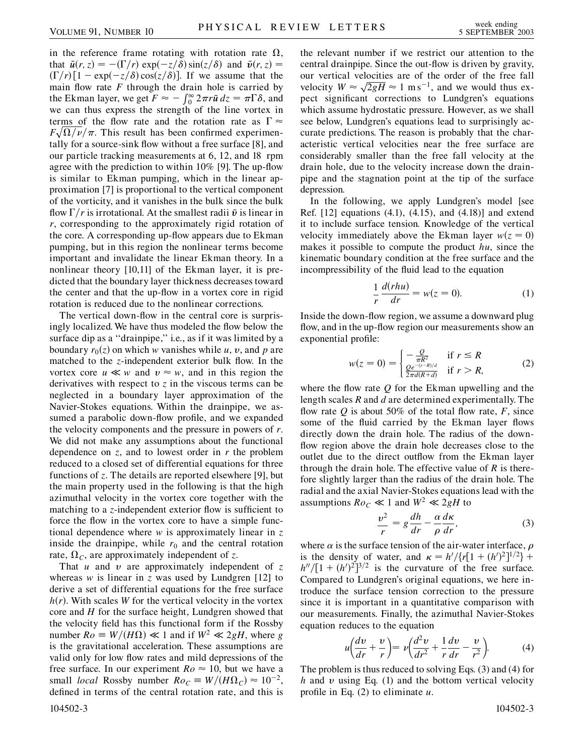in the reference frame rotating with rotation rate $\Omega$, that $\tilde{u}(r, z) = -(\Gamma/r)\exp(-z/\delta)\sin(z/\delta)$ and $\tilde{v}(r, z) = (\Gamma/r)[1 - \exp(-z/\delta)\cos(z/\delta)]$. If we assume that the main flow rate $F$ through the drain hole is carried by the Ekman layer, we get $F \approx -\int_0^\infty 2\pi r\tilde{u}\, dz = \pi\Gamma\delta$, and we can thus express the strength of the line vortex in terms of the flow rate and the rotation rate as $\Gamma \approx F\sqrt{\Omega/\nu}/\pi$. This result has been confirmed experimentally for a source-sink flow without a free surface [8], and our particle tracking measurements at 6, 12, and 18 rpm agree with the prediction to within 10% [9]. The up-flow is similar to Ekman pumping, which in the linear approximation [7] is proportional to the vertical component of the vorticity, and it vanishes in the bulk since the bulk flow $\Gamma/r$ is irrotational. At the smallest radii $\tilde{v}$ is linear in $r$, corresponding to the approximately rigid rotation of the core. A corresponding up-flow appears due to Ekman pumping, but in this region the nonlinear terms become important and invalidate the linear Ekman theory. In a nonlinear theory [10,11] of the Ekman layer, it is predicted that the boundary layer thickness decreases toward the center and that the up-flow in a vortex core in rigid rotation is reduced due to the nonlinear corrections.

The vertical down-flow in the central core is surprisingly localized. We have thus modeled the flow below the surface dip as a "drainpipe," i.e., as if it was limited by a boundary $r_0(z)$ on which $w$ vanishes while $u$, $v$, and $p$ are matched to the $z$-independent exterior bulk flow. In the vortex core $u \ll w$ and $v \approx w$, and in this region the derivatives with respect to $z$ in the viscous terms can be neglected in a boundary layer approximation of the Navier-Stokes equations. Within the drainpipe, we assumed a parabolic down-flow profile, and we expanded the velocity components and the pressure in powers of $r$. We did not make any assumptions about the functional dependence on $z$, and to lowest order in $r$ the problem reduced to a closed set of differential equations for three functions of $z$. The details are reported elsewhere [9], but the main property used in the following is that the high azimuthal velocity in the vortex core together with the matching to a $z$-independent exterior flow is sufficient to force the flow in the vortex core to have a simple functional dependence where $w$ is approximately linear in $z$ inside the drainpipe, while $r_0$ and the central rotation rate, $\Omega_C$, are approximately independent of $z$.

That $u$ and $v$ are approximately independent of $z$ whereas $w$ is linear in $z$ was used by Lundgren [12] to derive a set of differential equations for the free surface $h(r)$. With scales $W$ for the vertical velocity in the vortex core and $H$ for the surface height, Lundgren showed that the velocity field has this functional form if the Rossby number $Ro \equiv W/(H\Omega) \ll 1$ and if $W^2 \ll 2gH$, where $g$ is the gravitational acceleration. These assumptions are valid only for low flow rates and mild depressions of the free surface. In our experiment $Ro \approx 10$, but we have a small *local* Rossby number $Ro_C \equiv W/(H\Omega_C) \approx 10^{-2}$, defined in terms of the central rotation rate, and this is the relevant number if we restrict our attention to the central drainpipe. Since the out-flow is driven by gravity, our vertical velocities are of the order of the free fall velocity $W \approx \sqrt{2gH} \approx 1\ \mathrm{m\,s^{-1}}$, and we would thus expect significant corrections to Lundgren's equations which assume hydrostatic pressure. However, as we shall see below, Lundgren's equations lead to surprisingly accurate predictions. The reason is probably that the characteristic vertical velocities near the free surface are considerably smaller than the free fall velocity at the drain hole, due to the velocity increase down the drainpipe and the stagnation point at the tip of the surface depression.

In the following, we apply Lundgren's model [see Ref. [12] equations (4.1), (4.15), and (4.18)] and extend it to include surface tension. Knowledge of the vertical velocity immediately above the Ekman layer $w(z = 0)$ makes it possible to compute the product $hu$, since the kinematic boundary condition at the free surface and the incompressibility of the fluid lead to the equation

$$\frac{1}{r}\frac{d(rhu)}{dr} = w(z = 0). \tag{1}$$

Inside the down-flow region, we assume a downward plug flow, and in the up-flow region our measurements show an exponential profile:

$$w(z = 0) = \begin{cases} -\frac{Q}{\pi R^2} & \text{if } r \leq R \\ \frac{Qe^{-(r-R)/d}}{2\pi d(R+d)} & \text{if } r > R, \end{cases} \tag{2}$$

where the flow rate $Q$ for the Ekman upwelling and the length scales $R$ and $d$ are determined experimentally. The flow rate $Q$ is about 50% of the total flow rate, $F$, since some of the fluid carried by the Ekman layer flows directly down the drain hole. The radius of the down-flow region above the drain hole decreases close to the outlet due to the direct outflow from the Ekman layer through the drain hole. The effective value of $R$ is therefore slightly larger than the radius of the drain hole. The radial and the axial Navier-Stokes equations lead with the assumptions $Ro_C \ll 1$ and $W^2 \ll 2gH$ to

$$\frac{v^2}{r} = g\frac{dh}{dr} - \frac{\alpha}{\rho}\frac{d\kappa}{dr}, \tag{3}$$

where $\alpha$ is the surface tension of the air-water interface, $\rho$ is the density of water, and $\kappa = h'/\{r[1 + (h')^2]^{1/2}\} + h''/[1 + (h')^2]^{3/2}$ is the curvature of the free surface. Compared to Lundgren's original equations, we here introduce the surface tension correction to the pressure since it is important in a quantitative comparison with our measurements. Finally, the azimuthal Navier-Stokes equation reduces to the equation

$$u\left(\frac{dv}{dr} + \frac{v}{r}\right) = \nu\left(\frac{d^2v}{dr^2} + \frac{1}{r}\frac{dv}{dr} - \frac{v}{r^2}\right). \tag{4}$$

The problem is thus reduced to solving Eqs. (3) and (4) for $h$ and $v$ using Eq. (1) and the bottom vertical velocity profile in Eq. (2) to eliminate $u$.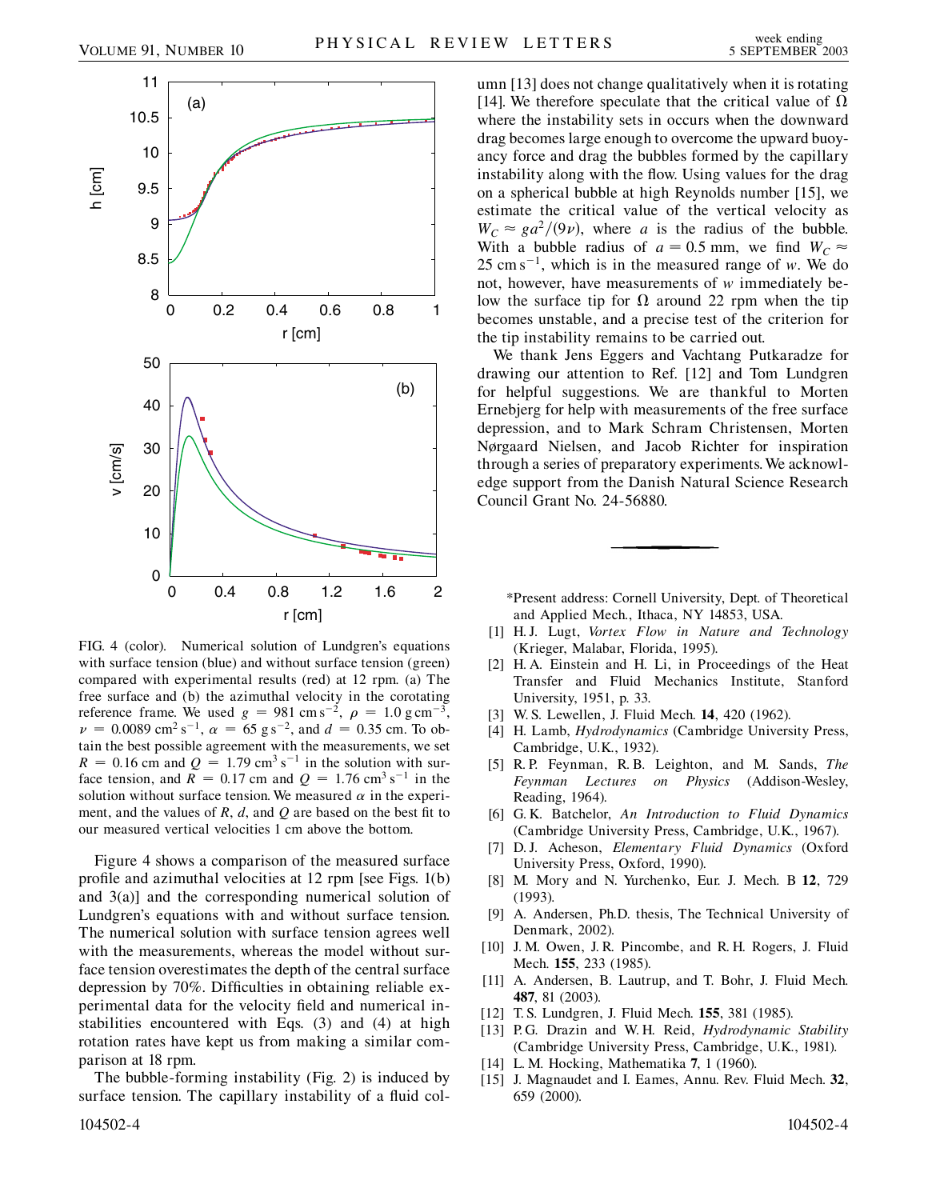(a)

h [cm]

11
10.5
10
9.5
9
8.5
8

0 0.2 0.4 0.6 0.8 1

r [cm]

(b)

v [cm/s]

50
40
30
20
10
0

0 0.4 0.8 1.2 1.6 2

r [cm]

FIG. 4 (color). Numerical solution of Lundgren's equations with surface tension (blue) and without surface tension (green) compared with experimental results (red) at 12 rpm. (a) The free surface and (b) the azimuthal velocity in the corotating reference frame. We used $g = 981\ \mathrm{cm\,s^{-2}}$, $\rho = 1.0\ \mathrm{g\,cm^{-3}}$, $\nu = 0.0089\ \mathrm{cm^2\,s^{-1}}$, $\alpha = 65\ \mathrm{g\,s^{-2}}$, and $d = 0.35$ cm. To obtain the best possible agreement with the measurements, we set $R = 0.16$ cm and $Q = 1.79\ \mathrm{cm^3\,s^{-1}}$ in the solution with surface tension, and $R = 0.17$ cm and $Q = 1.76\ \mathrm{cm^3\,s^{-1}}$ in the solution without surface tension. We measured $\alpha$ in the experiment, and the values of $R$, $d$, and $Q$ are based on the best fit to our measured vertical velocities 1 cm above the bottom.

Figure 4 shows a comparison of the measured surface profile and azimuthal velocities at 12 rpm [see Figs. 1(b) and 3(a)] and the corresponding numerical solution of Lundgren's equations with and without surface tension. The numerical solution with surface tension agrees well with the measurements, whereas the model without surface tension overestimates the depth of the central surface depression by 70%. Difficulties in obtaining reliable experimental data for the velocity field and numerical instabilities encountered with Eqs. (3) and (4) at high rotation rates have kept us from making a similar comparison at 18 rpm.

The bubble-forming instability (Fig. 2) is induced by surface tension. The capillary instability of a fluid column [13] does not change qualitatively when it is rotating [14]. We therefore speculate that the critical value of $\Omega$ where the instability sets in occurs when the downward drag becomes large enough to overcome the upward buoyancy force and drag the bubbles formed by the capillary instability along with the flow. Using values for the drag on a spherical bubble at high Reynolds number [15], we estimate the critical value of the vertical velocity as $W_C \approx ga^2/(9\nu)$, where $a$ is the radius of the bubble. With a bubble radius of $a = 0.5$ mm, we find $W_C \approx 25\ \mathrm{cm\,s^{-1}}$, which is in the measured range of $w$. We do not, however, have measurements of $w$ immediately below the surface tip for $\Omega$ around 22 rpm when the tip becomes unstable, and a precise test of the criterion for the tip instability remains to be carried out.

We thank Jens Eggers and Vachtang Putkaradze for drawing our attention to Ref. [12] and Tom Lundgren for helpful suggestions. We are thankful to Morten Ernebjerg for help with measurements of the free surface depression, and to Mark Schram Christensen, Morten Nørgaard Nielsen, and Jacob Richter for inspiration through a series of preparatory experiments. We acknowledge support from the Danish Natural Science Research Council Grant No. 24-56880.

---

*Present address: Cornell University, Dept. of Theoretical and Applied Mech., Ithaca, NY 14853, USA.

[1] H. J. Lugt, *Vortex Flow in Nature and Technology* (Krieger, Malabar, Florida, 1995).

[2] H. A. Einstein and H. Li, in Proceedings of the Heat Transfer and Fluid Mechanics Institute, Stanford University, 1951, p. 33.

[3] W. S. Lewellen, J. Fluid Mech. **14**, 420 (1962).

[4] H. Lamb, *Hydrodynamics* (Cambridge University Press, Cambridge, U.K., 1932).

[5] R. P. Feynman, R. B. Leighton, and M. Sands, *The Feynman Lectures on Physics* (Addison-Wesley, Reading, 1964).

[6] G. K. Batchelor, *An Introduction to Fluid Dynamics* (Cambridge University Press, Cambridge, U.K., 1967).

[7] D. J. Acheson, *Elementary Fluid Dynamics* (Oxford University Press, Oxford, 1990).

[8] M. Mory and N. Yurchenko, Eur. J. Mech. B **12**, 729 (1993).

[9] A. Andersen, Ph.D. thesis, The Technical University of Denmark, 2002).

[10] J. M. Owen, J. R. Pincombe, and R. H. Rogers, J. Fluid Mech. **155**, 233 (1985).

[11] A. Andersen, B. Lautrup, and T. Bohr, J. Fluid Mech. **487**, 81 (2003).

[12] T. S. Lundgren, J. Fluid Mech. **155**, 381 (1985).

[13] P. G. Drazin and W. H. Reid, *Hydrodynamic Stability* (Cambridge University Press, Cambridge, U.K., 1981).

[14] L. M. Hocking, Mathematika **7**, 1 (1960).

[15] J. Magnaudet and I. Eames, Annu. Rev. Fluid Mech. **32**, 659 (2000).